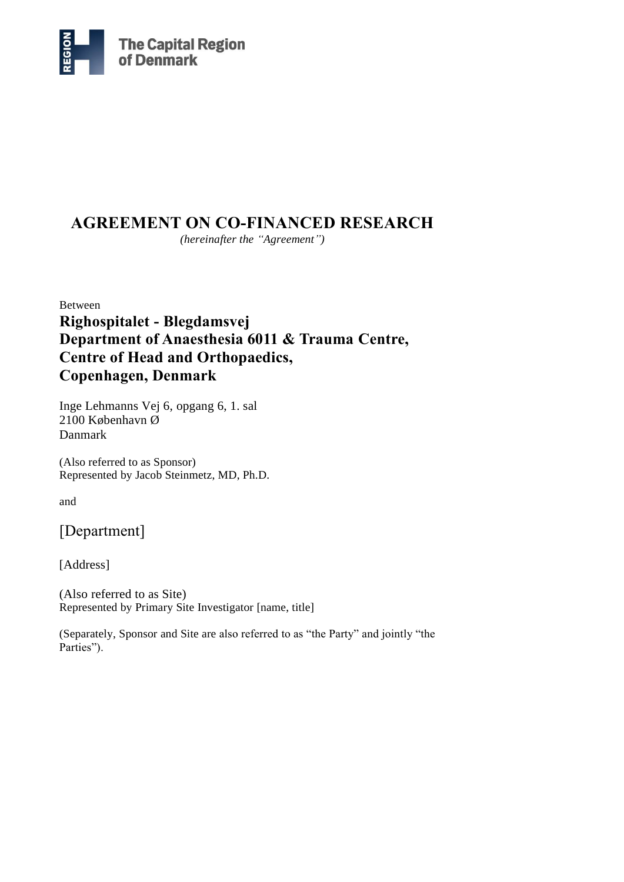The Capital Region of Denmark

# AGREEMENT ON CO-FINANCED RESEARCH

*(hereinafter the "Agreement")*

Between

**Righospitalet - Blegdamsvej**
**Department of Anaesthesia 6011 & Trauma Centre,**
**Centre of Head and Orthopaedics,**
**Copenhagen, Denmark**

Inge Lehmanns Vej 6, opgang 6, 1. sal
2100 København Ø
Danmark

(Also referred to as Sponsor)
Represented by Jacob Steinmetz, MD, Ph.D.

and

[Department]

[Address]

(Also referred to as Site)
Represented by Primary Site Investigator [name, title]

(Separately, Sponsor and Site are also referred to as "the Party" and jointly "the Parties").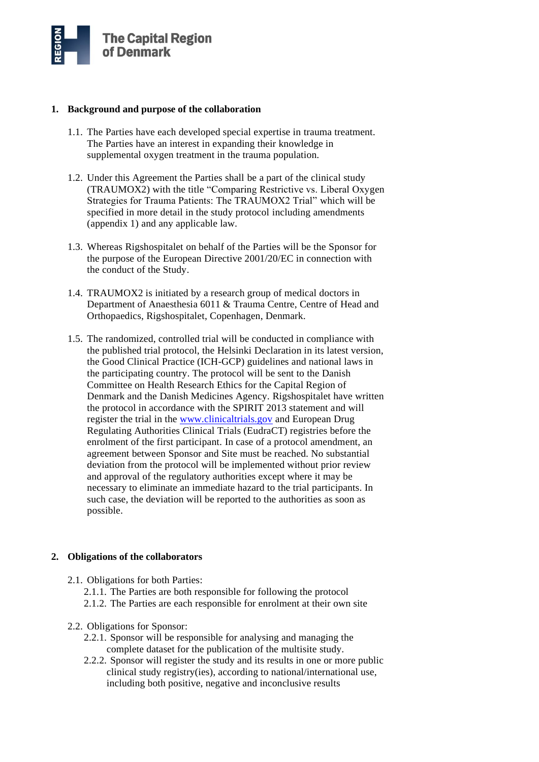## 1. Background and purpose of the collaboration

1.1. The Parties have each developed special expertise in trauma treatment. The Parties have an interest in expanding their knowledge in supplemental oxygen treatment in the trauma population.

1.2. Under this Agreement the Parties shall be a part of the clinical study (TRAUMOX2) with the title "Comparing Restrictive vs. Liberal Oxygen Strategies for Trauma Patients: The TRAUMOX2 Trial" which will be specified in more detail in the study protocol including amendments (appendix 1) and any applicable law.

1.3. Whereas Rigshospitalet on behalf of the Parties will be the Sponsor for the purpose of the European Directive 2001/20/EC in connection with the conduct of the Study.

1.4. TRAUMOX2 is initiated by a research group of medical doctors in Department of Anaesthesia 6011 & Trauma Centre, Centre of Head and Orthopaedics, Rigshospitalet, Copenhagen, Denmark.

1.5. The randomized, controlled trial will be conducted in compliance with the published trial protocol, the Helsinki Declaration in its latest version, the Good Clinical Practice (ICH-GCP) guidelines and national laws in the participating country. The protocol will be sent to the Danish Committee on Health Research Ethics for the Capital Region of Denmark and the Danish Medicines Agency. Rigshospitalet have written the protocol in accordance with the SPIRIT 2013 statement and will register the trial in the www.clinicaltrials.gov and European Drug Regulating Authorities Clinical Trials (EudraCT) registries before the enrolment of the first participant. In case of a protocol amendment, an agreement between Sponsor and Site must be reached. No substantial deviation from the protocol will be implemented without prior review and approval of the regulatory authorities except where it may be necessary to eliminate an immediate hazard to the trial participants. In such case, the deviation will be reported to the authorities as soon as possible.

## 2. Obligations of the collaborators

2.1. Obligations for both Parties:

- 2.1.1. The Parties are both responsible for following the protocol
- 2.1.2. The Parties are each responsible for enrolment at their own site

2.2. Obligations for Sponsor:

- 2.2.1. Sponsor will be responsible for analysing and managing the complete dataset for the publication of the multisite study.
- 2.2.2. Sponsor will register the study and its results in one or more public clinical study registry(ies), according to national/international use, including both positive, negative and inconclusive results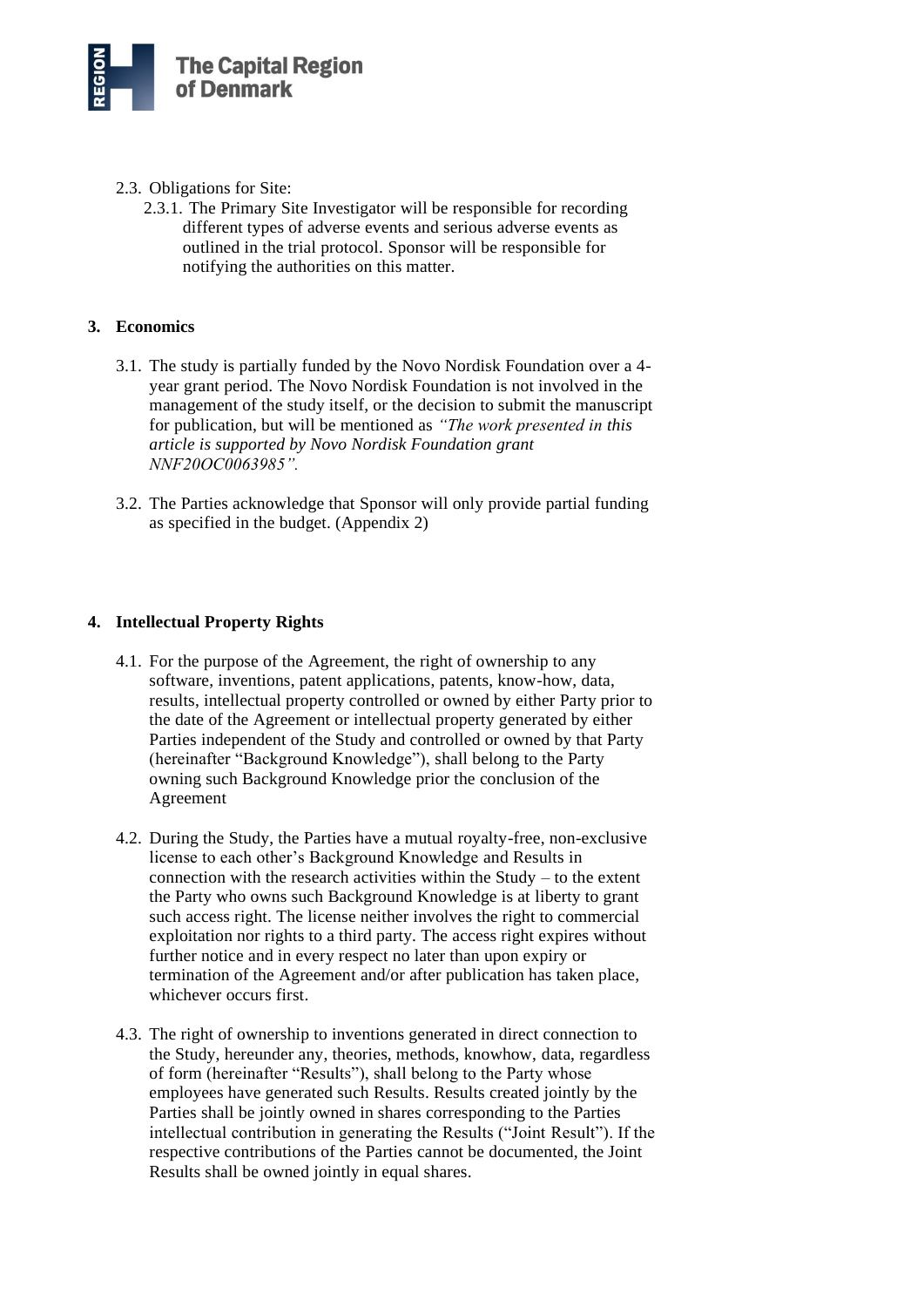2.3. Obligations for Site:

2.3.1. The Primary Site Investigator will be responsible for recording different types of adverse events and serious adverse events as outlined in the trial protocol. Sponsor will be responsible for notifying the authorities on this matter.

## 3. Economics

3.1. The study is partially funded by the Novo Nordisk Foundation over a 4-year grant period. The Novo Nordisk Foundation is not involved in the management of the study itself, or the decision to submit the manuscript for publication, but will be mentioned as *"The work presented in this article is supported by Novo Nordisk Foundation grant NNF20OC0063985".*

3.2. The Parties acknowledge that Sponsor will only provide partial funding as specified in the budget. (Appendix 2)

## 4. Intellectual Property Rights

4.1. For the purpose of the Agreement, the right of ownership to any software, inventions, patent applications, patents, know-how, data, results, intellectual property controlled or owned by either Party prior to the date of the Agreement or intellectual property generated by either Parties independent of the Study and controlled or owned by that Party (hereinafter "Background Knowledge"), shall belong to the Party owning such Background Knowledge prior the conclusion of the Agreement

4.2. During the Study, the Parties have a mutual royalty-free, non-exclusive license to each other's Background Knowledge and Results in connection with the research activities within the Study – to the extent the Party who owns such Background Knowledge is at liberty to grant such access right. The license neither involves the right to commercial exploitation nor rights to a third party. The access right expires without further notice and in every respect no later than upon expiry or termination of the Agreement and/or after publication has taken place, whichever occurs first.

4.3. The right of ownership to inventions generated in direct connection to the Study, hereunder any, theories, methods, knowhow, data, regardless of form (hereinafter "Results"), shall belong to the Party whose employees have generated such Results. Results created jointly by the Parties shall be jointly owned in shares corresponding to the Parties intellectual contribution in generating the Results ("Joint Result"). If the respective contributions of the Parties cannot be documented, the Joint Results shall be owned jointly in equal shares.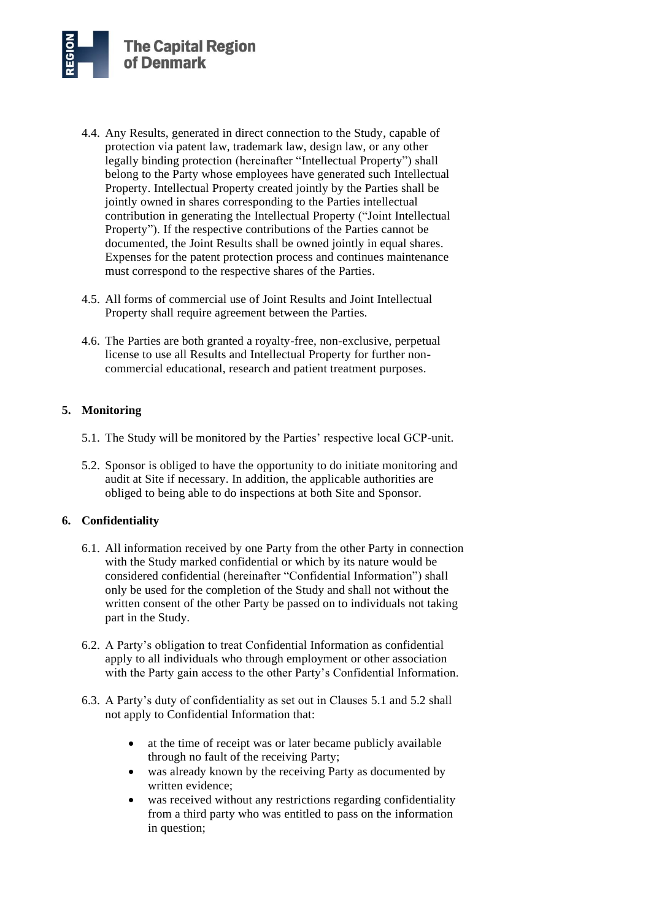4.4. Any Results, generated in direct connection to the Study, capable of protection via patent law, trademark law, design law, or any other legally binding protection (hereinafter "Intellectual Property") shall belong to the Party whose employees have generated such Intellectual Property. Intellectual Property created jointly by the Parties shall be jointly owned in shares corresponding to the Parties intellectual contribution in generating the Intellectual Property ("Joint Intellectual Property"). If the respective contributions of the Parties cannot be documented, the Joint Results shall be owned jointly in equal shares. Expenses for the patent protection process and continues maintenance must correspond to the respective shares of the Parties.

4.5. All forms of commercial use of Joint Results and Joint Intellectual Property shall require agreement between the Parties.

4.6. The Parties are both granted a royalty-free, non-exclusive, perpetual license to use all Results and Intellectual Property for further non-commercial educational, research and patient treatment purposes.

## 5. Monitoring

5.1. The Study will be monitored by the Parties' respective local GCP-unit.

5.2. Sponsor is obliged to have the opportunity to do initiate monitoring and audit at Site if necessary. In addition, the applicable authorities are obliged to being able to do inspections at both Site and Sponsor.

## 6. Confidentiality

6.1. All information received by one Party from the other Party in connection with the Study marked confidential or which by its nature would be considered confidential (hereinafter "Confidential Information") shall only be used for the completion of the Study and shall not without the written consent of the other Party be passed on to individuals not taking part in the Study.

6.2. A Party's obligation to treat Confidential Information as confidential apply to all individuals who through employment or other association with the Party gain access to the other Party's Confidential Information.

6.3. A Party's duty of confidentiality as set out in Clauses 5.1 and 5.2 shall not apply to Confidential Information that:

- at the time of receipt was or later became publicly available through no fault of the receiving Party;
- was already known by the receiving Party as documented by written evidence;
- was received without any restrictions regarding confidentiality from a third party who was entitled to pass on the information in question;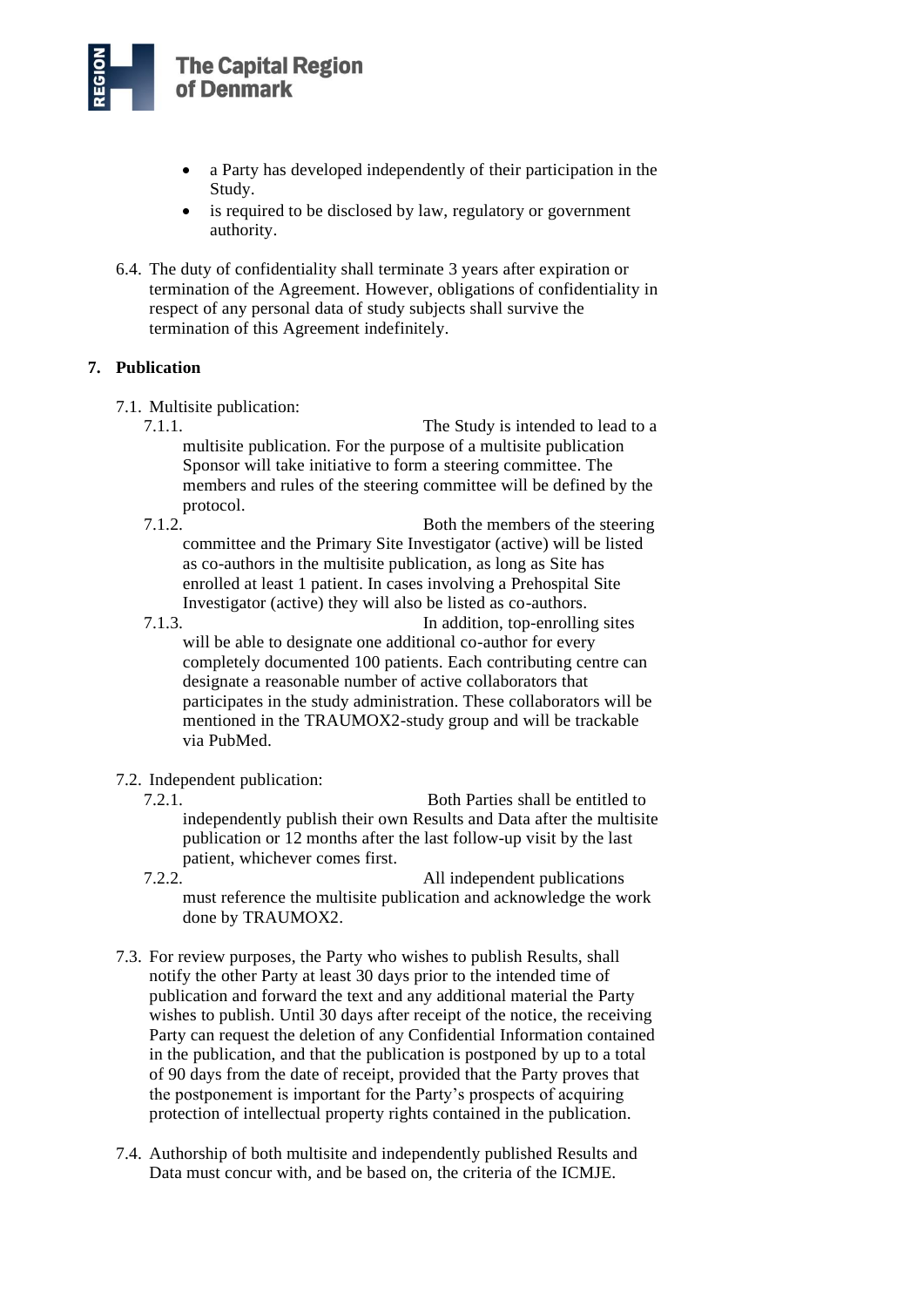- a Party has developed independently of their participation in the Study.
- is required to be disclosed by law, regulatory or government authority.

6.4. The duty of confidentiality shall terminate 3 years after expiration or termination of the Agreement. However, obligations of confidentiality in respect of any personal data of study subjects shall survive the termination of this Agreement indefinitely.

## 7. Publication

7.1. Multisite publication:

7.1.1. The Study is intended to lead to a multisite publication. For the purpose of a multisite publication Sponsor will take initiative to form a steering committee. The members and rules of the steering committee will be defined by the protocol.

7.1.2. Both the members of the steering committee and the Primary Site Investigator (active) will be listed as co-authors in the multisite publication, as long as Site has enrolled at least 1 patient. In cases involving a Prehospital Site Investigator (active) they will also be listed as co-authors.

7.1.3. In addition, top-enrolling sites will be able to designate one additional co-author for every completely documented 100 patients. Each contributing centre can designate a reasonable number of active collaborators that participates in the study administration. These collaborators will be mentioned in the TRAUMOX2-study group and will be trackable via PubMed.

7.2. Independent publication:

7.2.1. Both Parties shall be entitled to independently publish their own Results and Data after the multisite publication or 12 months after the last follow-up visit by the last patient, whichever comes first.

7.2.2. All independent publications must reference the multisite publication and acknowledge the work done by TRAUMOX2.

7.3. For review purposes, the Party who wishes to publish Results, shall notify the other Party at least 30 days prior to the intended time of publication and forward the text and any additional material the Party wishes to publish. Until 30 days after receipt of the notice, the receiving Party can request the deletion of any Confidential Information contained in the publication, and that the publication is postponed by up to a total of 90 days from the date of receipt, provided that the Party proves that the postponement is important for the Party's prospects of acquiring protection of intellectual property rights contained in the publication.

7.4. Authorship of both multisite and independently published Results and Data must concur with, and be based on, the criteria of the ICMJE.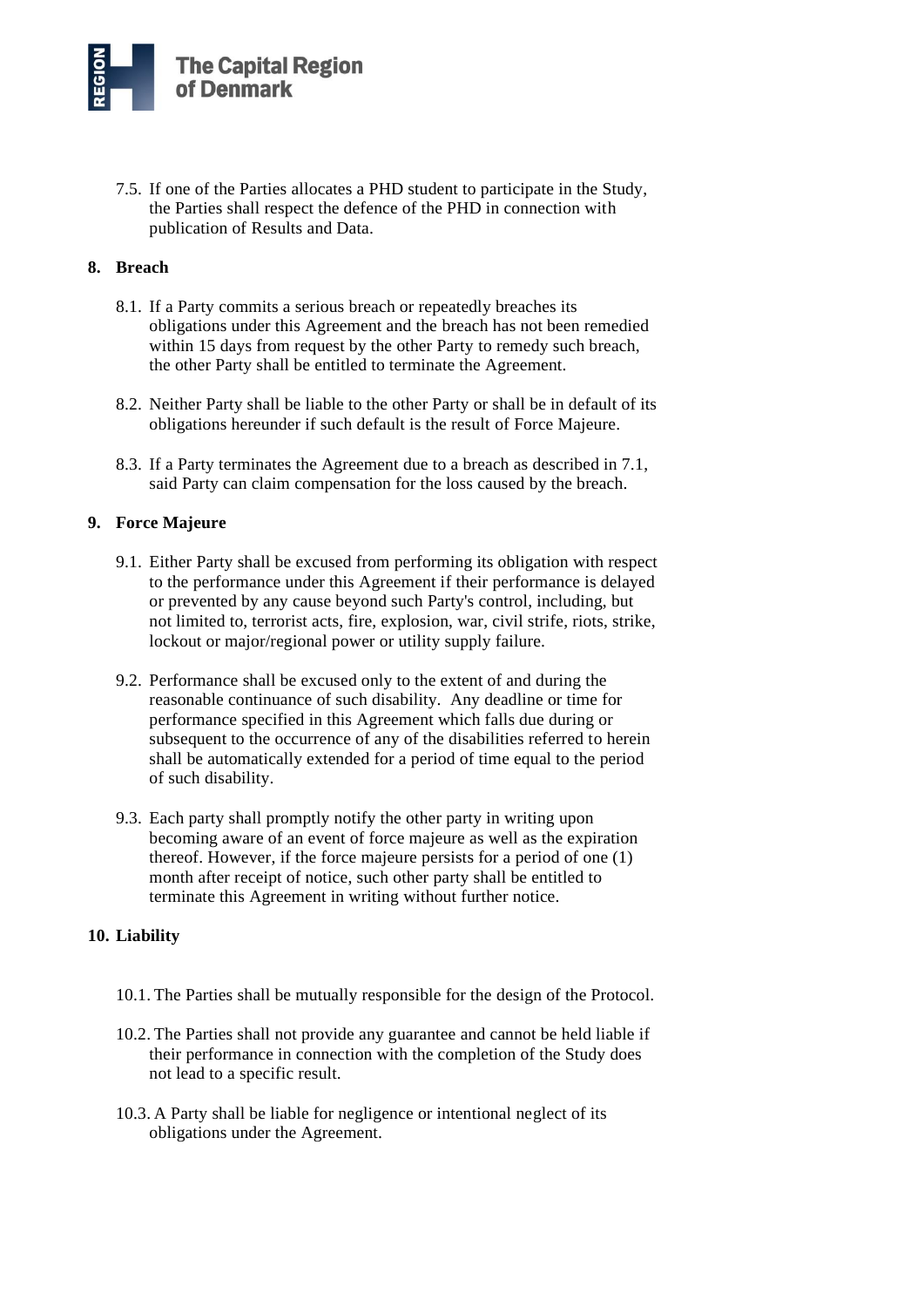7.5. If one of the Parties allocates a PHD student to participate in the Study, the Parties shall respect the defence of the PHD in connection with publication of Results and Data.

## 8. Breach

8.1. If a Party commits a serious breach or repeatedly breaches its obligations under this Agreement and the breach has not been remedied within 15 days from request by the other Party to remedy such breach, the other Party shall be entitled to terminate the Agreement.

8.2. Neither Party shall be liable to the other Party or shall be in default of its obligations hereunder if such default is the result of Force Majeure.

8.3. If a Party terminates the Agreement due to a breach as described in 7.1, said Party can claim compensation for the loss caused by the breach.

## 9. Force Majeure

9.1. Either Party shall be excused from performing its obligation with respect to the performance under this Agreement if their performance is delayed or prevented by any cause beyond such Party's control, including, but not limited to, terrorist acts, fire, explosion, war, civil strife, riots, strike, lockout or major/regional power or utility supply failure.

9.2. Performance shall be excused only to the extent of and during the reasonable continuance of such disability. Any deadline or time for performance specified in this Agreement which falls due during or subsequent to the occurrence of any of the disabilities referred to herein shall be automatically extended for a period of time equal to the period of such disability.

9.3. Each party shall promptly notify the other party in writing upon becoming aware of an event of force majeure as well as the expiration thereof. However, if the force majeure persists for a period of one (1) month after receipt of notice, such other party shall be entitled to terminate this Agreement in writing without further notice.

## 10. Liability

10.1. The Parties shall be mutually responsible for the design of the Protocol.

10.2. The Parties shall not provide any guarantee and cannot be held liable if their performance in connection with the completion of the Study does not lead to a specific result.

10.3. A Party shall be liable for negligence or intentional neglect of its obligations under the Agreement.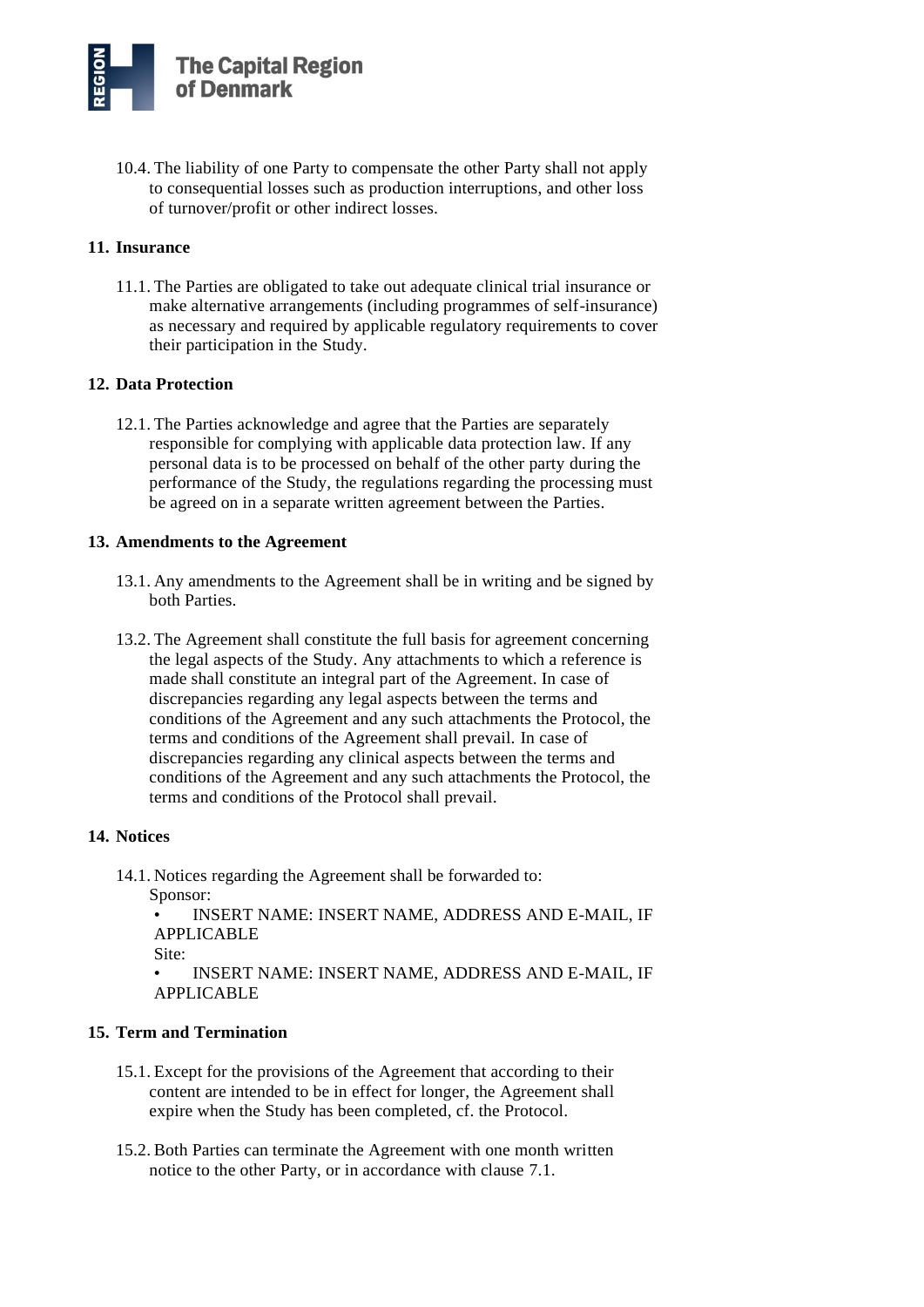10.4. The liability of one Party to compensate the other Party shall not apply to consequential losses such as production interruptions, and other loss of turnover/profit or other indirect losses.

## 11. Insurance

11.1. The Parties are obligated to take out adequate clinical trial insurance or make alternative arrangements (including programmes of self-insurance) as necessary and required by applicable regulatory requirements to cover their participation in the Study.

## 12. Data Protection

12.1. The Parties acknowledge and agree that the Parties are separately responsible for complying with applicable data protection law. If any personal data is to be processed on behalf of the other party during the performance of the Study, the regulations regarding the processing must be agreed on in a separate written agreement between the Parties.

## 13. Amendments to the Agreement

13.1. Any amendments to the Agreement shall be in writing and be signed by both Parties.

13.2. The Agreement shall constitute the full basis for agreement concerning the legal aspects of the Study. Any attachments to which a reference is made shall constitute an integral part of the Agreement. In case of discrepancies regarding any legal aspects between the terms and conditions of the Agreement and any such attachments the Protocol, the terms and conditions of the Agreement shall prevail. In case of discrepancies regarding any clinical aspects between the terms and conditions of the Agreement and any such attachments the Protocol, the terms and conditions of the Protocol shall prevail.

## 14. Notices

14.1. Notices regarding the Agreement shall be forwarded to:

Sponsor:

- INSERT NAME: INSERT NAME, ADDRESS AND E-MAIL, IF APPLICABLE

Site:

- INSERT NAME: INSERT NAME, ADDRESS AND E-MAIL, IF APPLICABLE

## 15. Term and Termination

15.1. Except for the provisions of the Agreement that according to their content are intended to be in effect for longer, the Agreement shall expire when the Study has been completed, cf. the Protocol.

15.2. Both Parties can terminate the Agreement with one month written notice to the other Party, or in accordance with clause 7.1.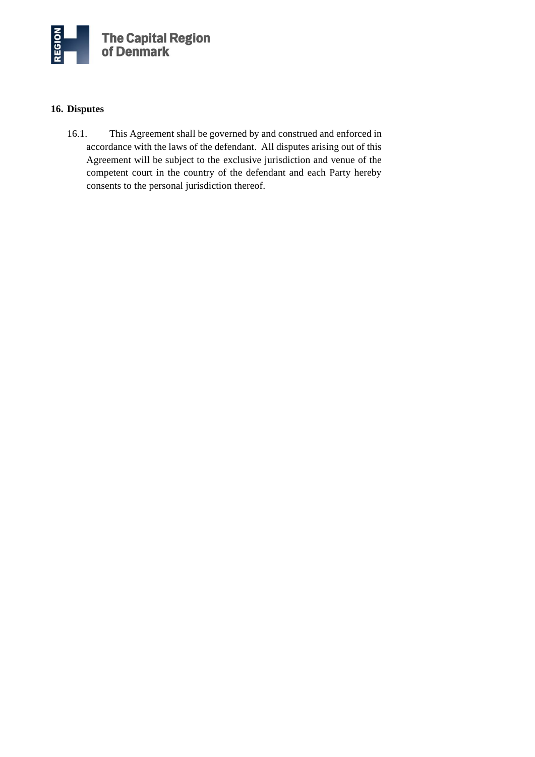## 16. Disputes

16.1. This Agreement shall be governed by and construed and enforced in accordance with the laws of the defendant. All disputes arising out of this Agreement will be subject to the exclusive jurisdiction and venue of the competent court in the country of the defendant and each Party hereby consents to the personal jurisdiction thereof.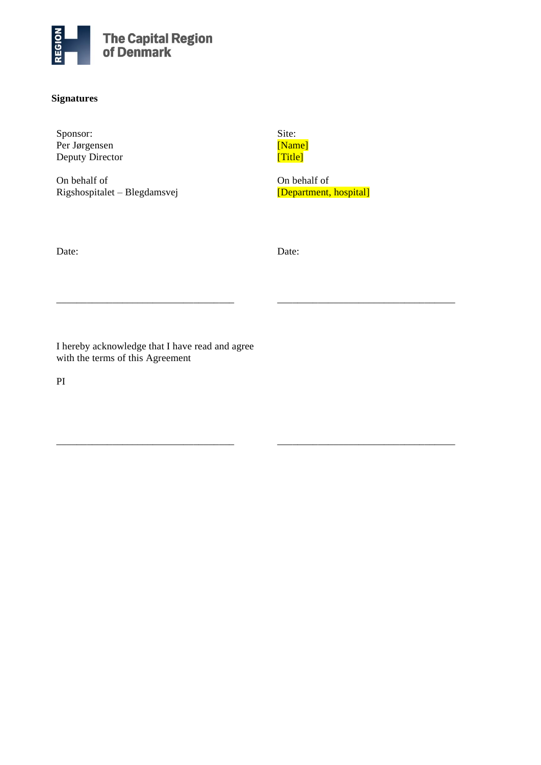**Signatures**

| | |
|---|---|
| Sponsor:<br>Per Jørgensen<br>Deputy Director | Site:<br>[Name]<br>[Title] |
| On behalf of<br>Rigshospitalet – Blegdamsvej | On behalf of<br>[Department, hospital] |
| Date: | Date: |
| ___________________________________ | ___________________________________ |

I hereby acknowledge that I have read and agree with the terms of this Agreement

PI

___________________________________ ___________________________________